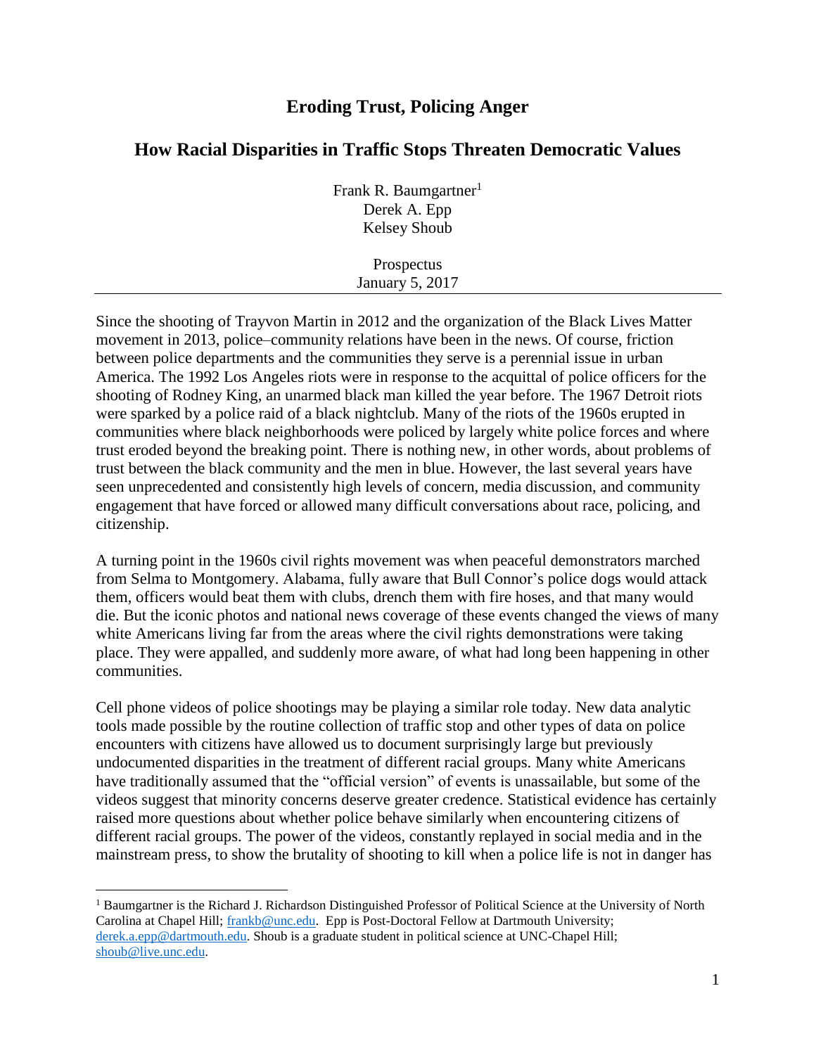# Eroding Trust, Policing Anger

## How Racial Disparities in Traffic Stops Threaten Democratic Values

Frank R. Baumgartner[1]
Derek A. Epp
Kelsey Shoub

Prospectus
January 5, 2017

---

Since the shooting of Trayvon Martin in 2012 and the organization of the Black Lives Matter movement in 2013, police–community relations have been in the news. Of course, friction between police departments and the communities they serve is a perennial issue in urban America. The 1992 Los Angeles riots were in response to the acquittal of police officers for the shooting of Rodney King, an unarmed black man killed the year before. The 1967 Detroit riots were sparked by a police raid of a black nightclub. Many of the riots of the 1960s erupted in communities where black neighborhoods were policed by largely white police forces and where trust eroded beyond the breaking point. There is nothing new, in other words, about problems of trust between the black community and the men in blue. However, the last several years have seen unprecedented and consistently high levels of concern, media discussion, and community engagement that have forced or allowed many difficult conversations about race, policing, and citizenship.

A turning point in the 1960s civil rights movement was when peaceful demonstrators marched from Selma to Montgomery. Alabama, fully aware that Bull Connor's police dogs would attack them, officers would beat them with clubs, drench them with fire hoses, and that many would die. But the iconic photos and national news coverage of these events changed the views of many white Americans living far from the areas where the civil rights demonstrations were taking place. They were appalled, and suddenly more aware, of what had long been happening in other communities.

Cell phone videos of police shootings may be playing a similar role today. New data analytic tools made possible by the routine collection of traffic stop and other types of data on police encounters with citizens have allowed us to document surprisingly large but previously undocumented disparities in the treatment of different racial groups. Many white Americans have traditionally assumed that the "official version" of events is unassailable, but some of the videos suggest that minority concerns deserve greater credence. Statistical evidence has certainly raised more questions about whether police behave similarly when encountering citizens of different racial groups. The power of the videos, constantly replayed in social media and in the mainstream press, to show the brutality of shooting to kill when a police life is not in danger has

---

[1] Baumgartner is the Richard J. Richardson Distinguished Professor of Political Science at the University of North Carolina at Chapel Hill; frankb@unc.edu. Epp is Post-Doctoral Fellow at Dartmouth University; derek.a.epp@dartmouth.edu. Shoub is a graduate student in political science at UNC-Chapel Hill; shoub@live.unc.edu.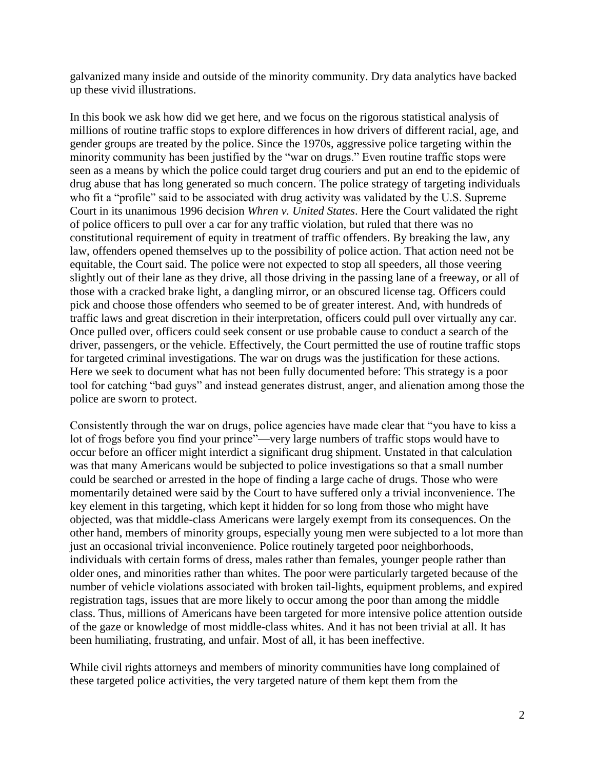galvanized many inside and outside of the minority community. Dry data analytics have backed up these vivid illustrations.

In this book we ask how did we get here, and we focus on the rigorous statistical analysis of millions of routine traffic stops to explore differences in how drivers of different racial, age, and gender groups are treated by the police. Since the 1970s, aggressive police targeting within the minority community has been justified by the "war on drugs." Even routine traffic stops were seen as a means by which the police could target drug couriers and put an end to the epidemic of drug abuse that has long generated so much concern. The police strategy of targeting individuals who fit a "profile" said to be associated with drug activity was validated by the U.S. Supreme Court in its unanimous 1996 decision *Whren v. United States*. Here the Court validated the right of police officers to pull over a car for any traffic violation, but ruled that there was no constitutional requirement of equity in treatment of traffic offenders. By breaking the law, any law, offenders opened themselves up to the possibility of police action. That action need not be equitable, the Court said. The police were not expected to stop all speeders, all those veering slightly out of their lane as they drive, all those driving in the passing lane of a freeway, or all of those with a cracked brake light, a dangling mirror, or an obscured license tag. Officers could pick and choose those offenders who seemed to be of greater interest. And, with hundreds of traffic laws and great discretion in their interpretation, officers could pull over virtually any car. Once pulled over, officers could seek consent or use probable cause to conduct a search of the driver, passengers, or the vehicle. Effectively, the Court permitted the use of routine traffic stops for targeted criminal investigations. The war on drugs was the justification for these actions. Here we seek to document what has not been fully documented before: This strategy is a poor tool for catching "bad guys" and instead generates distrust, anger, and alienation among those the police are sworn to protect.

Consistently through the war on drugs, police agencies have made clear that "you have to kiss a lot of frogs before you find your prince"—very large numbers of traffic stops would have to occur before an officer might interdict a significant drug shipment. Unstated in that calculation was that many Americans would be subjected to police investigations so that a small number could be searched or arrested in the hope of finding a large cache of drugs. Those who were momentarily detained were said by the Court to have suffered only a trivial inconvenience. The key element in this targeting, which kept it hidden for so long from those who might have objected, was that middle-class Americans were largely exempt from its consequences. On the other hand, members of minority groups, especially young men were subjected to a lot more than just an occasional trivial inconvenience. Police routinely targeted poor neighborhoods, individuals with certain forms of dress, males rather than females, younger people rather than older ones, and minorities rather than whites. The poor were particularly targeted because of the number of vehicle violations associated with broken tail-lights, equipment problems, and expired registration tags, issues that are more likely to occur among the poor than among the middle class. Thus, millions of Americans have been targeted for more intensive police attention outside of the gaze or knowledge of most middle-class whites. And it has not been trivial at all. It has been humiliating, frustrating, and unfair. Most of all, it has been ineffective.

While civil rights attorneys and members of minority communities have long complained of these targeted police activities, the very targeted nature of them kept them from the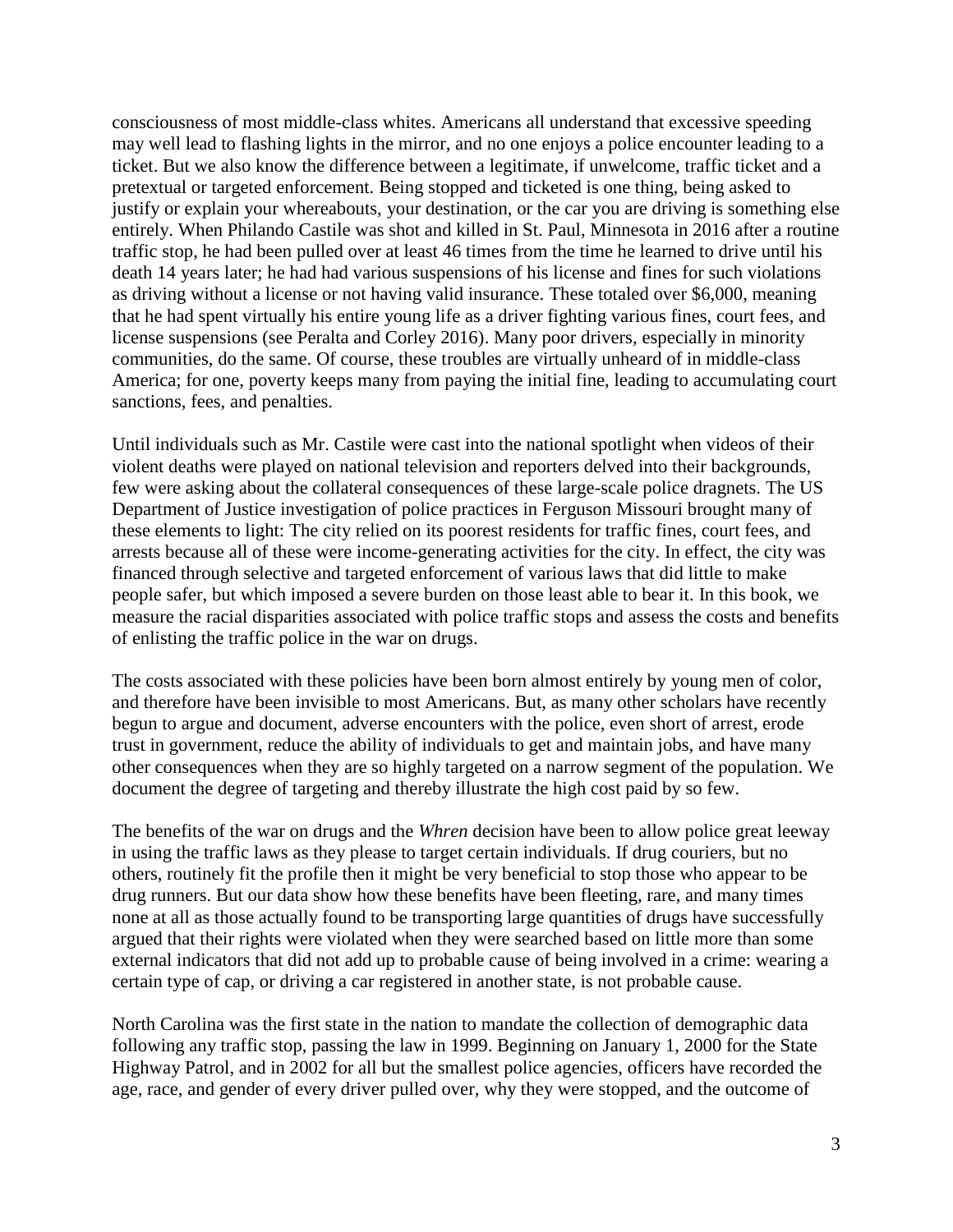consciousness of most middle-class whites. Americans all understand that excessive speeding may well lead to flashing lights in the mirror, and no one enjoys a police encounter leading to a ticket. But we also know the difference between a legitimate, if unwelcome, traffic ticket and a pretextual or targeted enforcement. Being stopped and ticketed is one thing, being asked to justify or explain your whereabouts, your destination, or the car you are driving is something else entirely. When Philando Castile was shot and killed in St. Paul, Minnesota in 2016 after a routine traffic stop, he had been pulled over at least 46 times from the time he learned to drive until his death 14 years later; he had had various suspensions of his license and fines for such violations as driving without a license or not having valid insurance. These totaled over $6,000, meaning that he had spent virtually his entire young life as a driver fighting various fines, court fees, and license suspensions (see Peralta and Corley 2016). Many poor drivers, especially in minority communities, do the same. Of course, these troubles are virtually unheard of in middle-class America; for one, poverty keeps many from paying the initial fine, leading to accumulating court sanctions, fees, and penalties.

Until individuals such as Mr. Castile were cast into the national spotlight when videos of their violent deaths were played on national television and reporters delved into their backgrounds, few were asking about the collateral consequences of these large-scale police dragnets. The US Department of Justice investigation of police practices in Ferguson Missouri brought many of these elements to light: The city relied on its poorest residents for traffic fines, court fees, and arrests because all of these were income-generating activities for the city. In effect, the city was financed through selective and targeted enforcement of various laws that did little to make people safer, but which imposed a severe burden on those least able to bear it. In this book, we measure the racial disparities associated with police traffic stops and assess the costs and benefits of enlisting the traffic police in the war on drugs.

The costs associated with these policies have been born almost entirely by young men of color, and therefore have been invisible to most Americans. But, as many other scholars have recently begun to argue and document, adverse encounters with the police, even short of arrest, erode trust in government, reduce the ability of individuals to get and maintain jobs, and have many other consequences when they are so highly targeted on a narrow segment of the population. We document the degree of targeting and thereby illustrate the high cost paid by so few.

The benefits of the war on drugs and the *Whren* decision have been to allow police great leeway in using the traffic laws as they please to target certain individuals. If drug couriers, but no others, routinely fit the profile then it might be very beneficial to stop those who appear to be drug runners. But our data show how these benefits have been fleeting, rare, and many times none at all as those actually found to be transporting large quantities of drugs have successfully argued that their rights were violated when they were searched based on little more than some external indicators that did not add up to probable cause of being involved in a crime: wearing a certain type of cap, or driving a car registered in another state, is not probable cause.

North Carolina was the first state in the nation to mandate the collection of demographic data following any traffic stop, passing the law in 1999. Beginning on January 1, 2000 for the State Highway Patrol, and in 2002 for all but the smallest police agencies, officers have recorded the age, race, and gender of every driver pulled over, why they were stopped, and the outcome of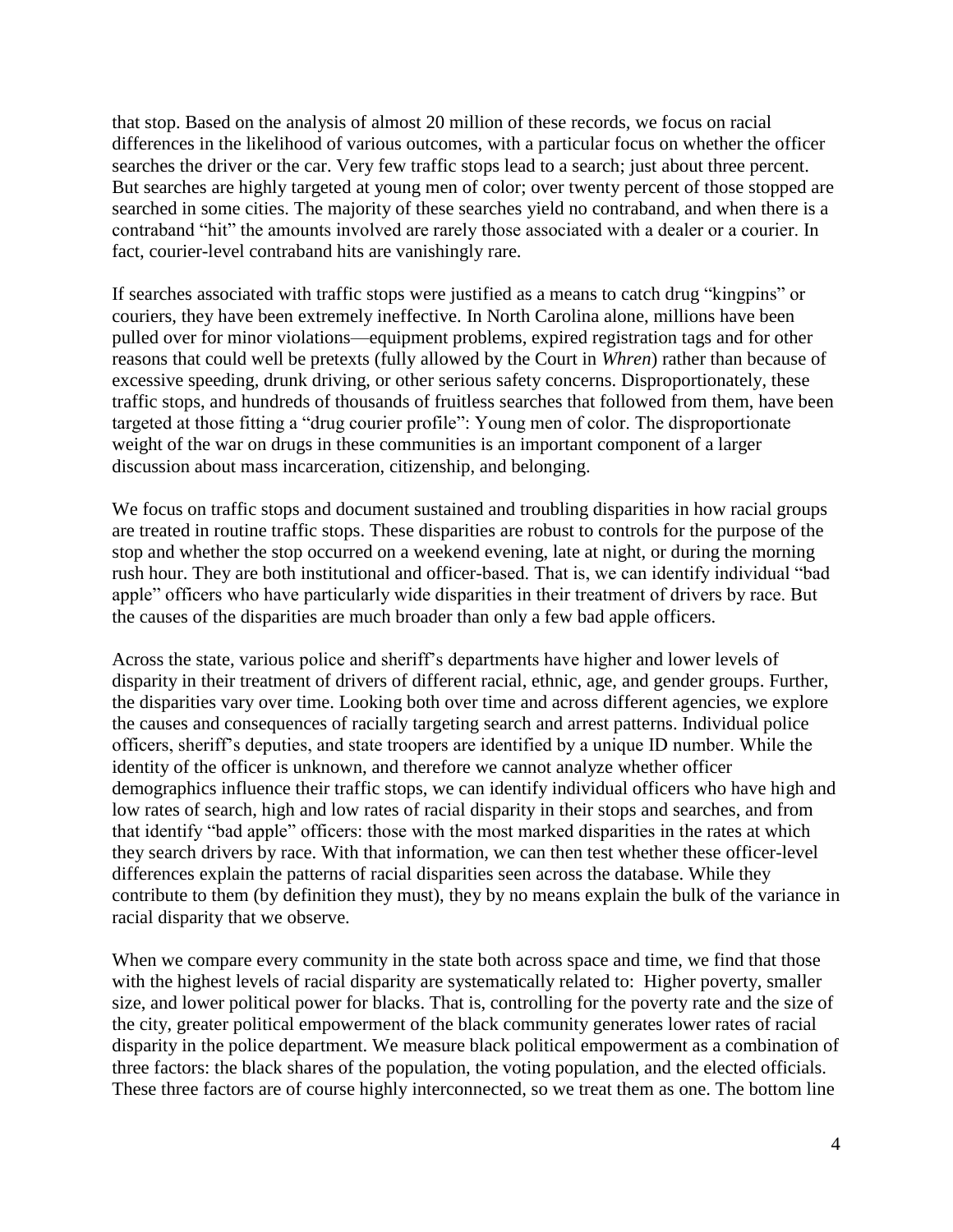that stop. Based on the analysis of almost 20 million of these records, we focus on racial differences in the likelihood of various outcomes, with a particular focus on whether the officer searches the driver or the car. Very few traffic stops lead to a search; just about three percent. But searches are highly targeted at young men of color; over twenty percent of those stopped are searched in some cities. The majority of these searches yield no contraband, and when there is a contraband "hit" the amounts involved are rarely those associated with a dealer or a courier. In fact, courier-level contraband hits are vanishingly rare.

If searches associated with traffic stops were justified as a means to catch drug "kingpins" or couriers, they have been extremely ineffective. In North Carolina alone, millions have been pulled over for minor violations—equipment problems, expired registration tags and for other reasons that could well be pretexts (fully allowed by the Court in *Whren*) rather than because of excessive speeding, drunk driving, or other serious safety concerns. Disproportionately, these traffic stops, and hundreds of thousands of fruitless searches that followed from them, have been targeted at those fitting a "drug courier profile": Young men of color. The disproportionate weight of the war on drugs in these communities is an important component of a larger discussion about mass incarceration, citizenship, and belonging.

We focus on traffic stops and document sustained and troubling disparities in how racial groups are treated in routine traffic stops. These disparities are robust to controls for the purpose of the stop and whether the stop occurred on a weekend evening, late at night, or during the morning rush hour. They are both institutional and officer-based. That is, we can identify individual "bad apple" officers who have particularly wide disparities in their treatment of drivers by race. But the causes of the disparities are much broader than only a few bad apple officers.

Across the state, various police and sheriff's departments have higher and lower levels of disparity in their treatment of drivers of different racial, ethnic, age, and gender groups. Further, the disparities vary over time. Looking both over time and across different agencies, we explore the causes and consequences of racially targeting search and arrest patterns. Individual police officers, sheriff's deputies, and state troopers are identified by a unique ID number. While the identity of the officer is unknown, and therefore we cannot analyze whether officer demographics influence their traffic stops, we can identify individual officers who have high and low rates of search, high and low rates of racial disparity in their stops and searches, and from that identify "bad apple" officers: those with the most marked disparities in the rates at which they search drivers by race. With that information, we can then test whether these officer-level differences explain the patterns of racial disparities seen across the database. While they contribute to them (by definition they must), they by no means explain the bulk of the variance in racial disparity that we observe.

When we compare every community in the state both across space and time, we find that those with the highest levels of racial disparity are systematically related to: Higher poverty, smaller size, and lower political power for blacks. That is, controlling for the poverty rate and the size of the city, greater political empowerment of the black community generates lower rates of racial disparity in the police department. We measure black political empowerment as a combination of three factors: the black shares of the population, the voting population, and the elected officials. These three factors are of course highly interconnected, so we treat them as one. The bottom line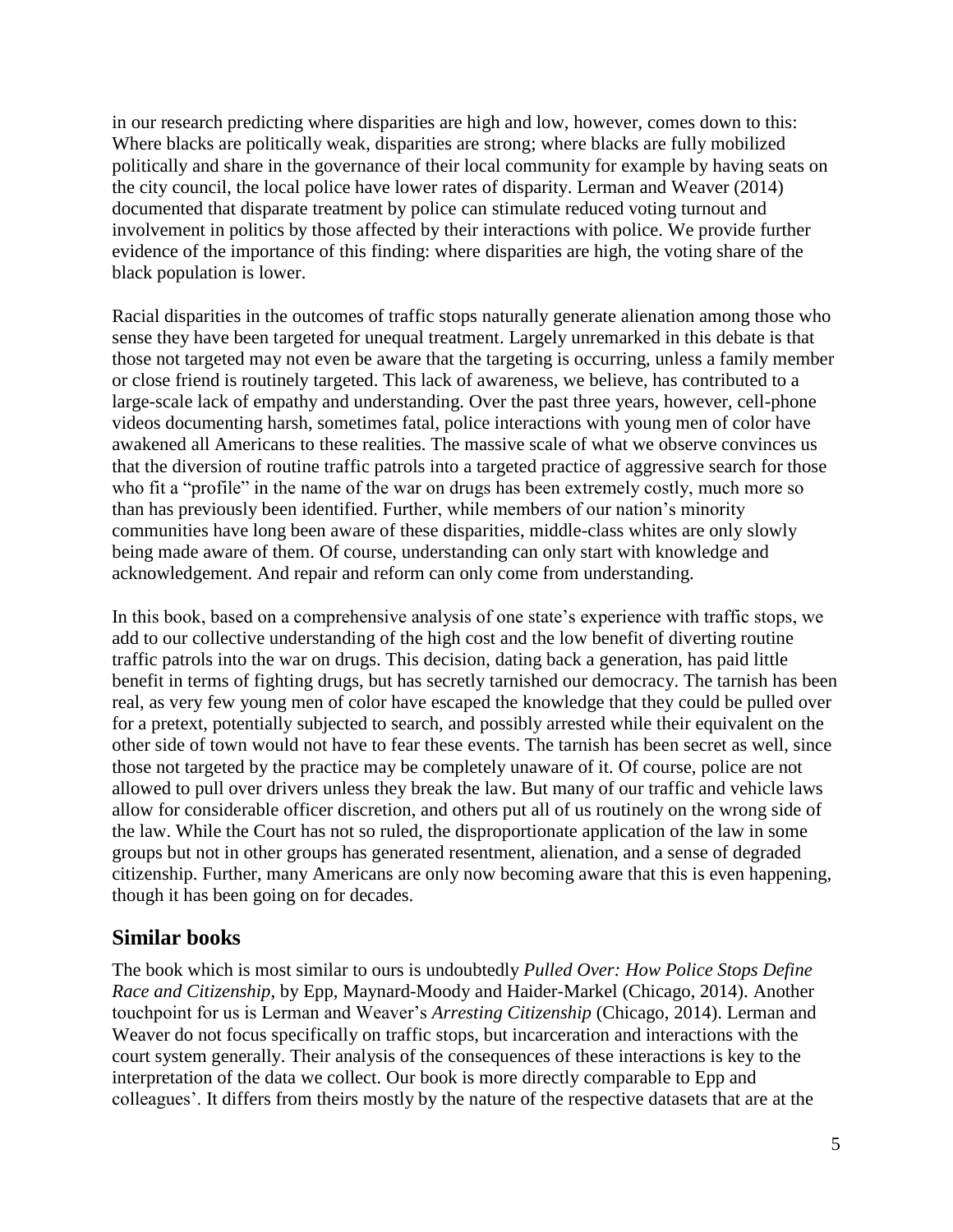in our research predicting where disparities are high and low, however, comes down to this: Where blacks are politically weak, disparities are strong; where blacks are fully mobilized politically and share in the governance of their local community for example by having seats on the city council, the local police have lower rates of disparity. Lerman and Weaver (2014) documented that disparate treatment by police can stimulate reduced voting turnout and involvement in politics by those affected by their interactions with police. We provide further evidence of the importance of this finding: where disparities are high, the voting share of the black population is lower.

Racial disparities in the outcomes of traffic stops naturally generate alienation among those who sense they have been targeted for unequal treatment. Largely unremarked in this debate is that those not targeted may not even be aware that the targeting is occurring, unless a family member or close friend is routinely targeted. This lack of awareness, we believe, has contributed to a large-scale lack of empathy and understanding. Over the past three years, however, cell-phone videos documenting harsh, sometimes fatal, police interactions with young men of color have awakened all Americans to these realities. The massive scale of what we observe convinces us that the diversion of routine traffic patrols into a targeted practice of aggressive search for those who fit a "profile" in the name of the war on drugs has been extremely costly, much more so than has previously been identified. Further, while members of our nation's minority communities have long been aware of these disparities, middle-class whites are only slowly being made aware of them. Of course, understanding can only start with knowledge and acknowledgement. And repair and reform can only come from understanding.

In this book, based on a comprehensive analysis of one state's experience with traffic stops, we add to our collective understanding of the high cost and the low benefit of diverting routine traffic patrols into the war on drugs. This decision, dating back a generation, has paid little benefit in terms of fighting drugs, but has secretly tarnished our democracy. The tarnish has been real, as very few young men of color have escaped the knowledge that they could be pulled over for a pretext, potentially subjected to search, and possibly arrested while their equivalent on the other side of town would not have to fear these events. The tarnish has been secret as well, since those not targeted by the practice may be completely unaware of it. Of course, police are not allowed to pull over drivers unless they break the law. But many of our traffic and vehicle laws allow for considerable officer discretion, and others put all of us routinely on the wrong side of the law. While the Court has not so ruled, the disproportionate application of the law in some groups but not in other groups has generated resentment, alienation, and a sense of degraded citizenship. Further, many Americans are only now becoming aware that this is even happening, though it has been going on for decades.

## Similar books

The book which is most similar to ours is undoubtedly *Pulled Over: How Police Stops Define Race and Citizenship*, by Epp, Maynard-Moody and Haider-Markel (Chicago, 2014). Another touchpoint for us is Lerman and Weaver's *Arresting Citizenship* (Chicago, 2014). Lerman and Weaver do not focus specifically on traffic stops, but incarceration and interactions with the court system generally. Their analysis of the consequences of these interactions is key to the interpretation of the data we collect. Our book is more directly comparable to Epp and colleagues'. It differs from theirs mostly by the nature of the respective datasets that are at the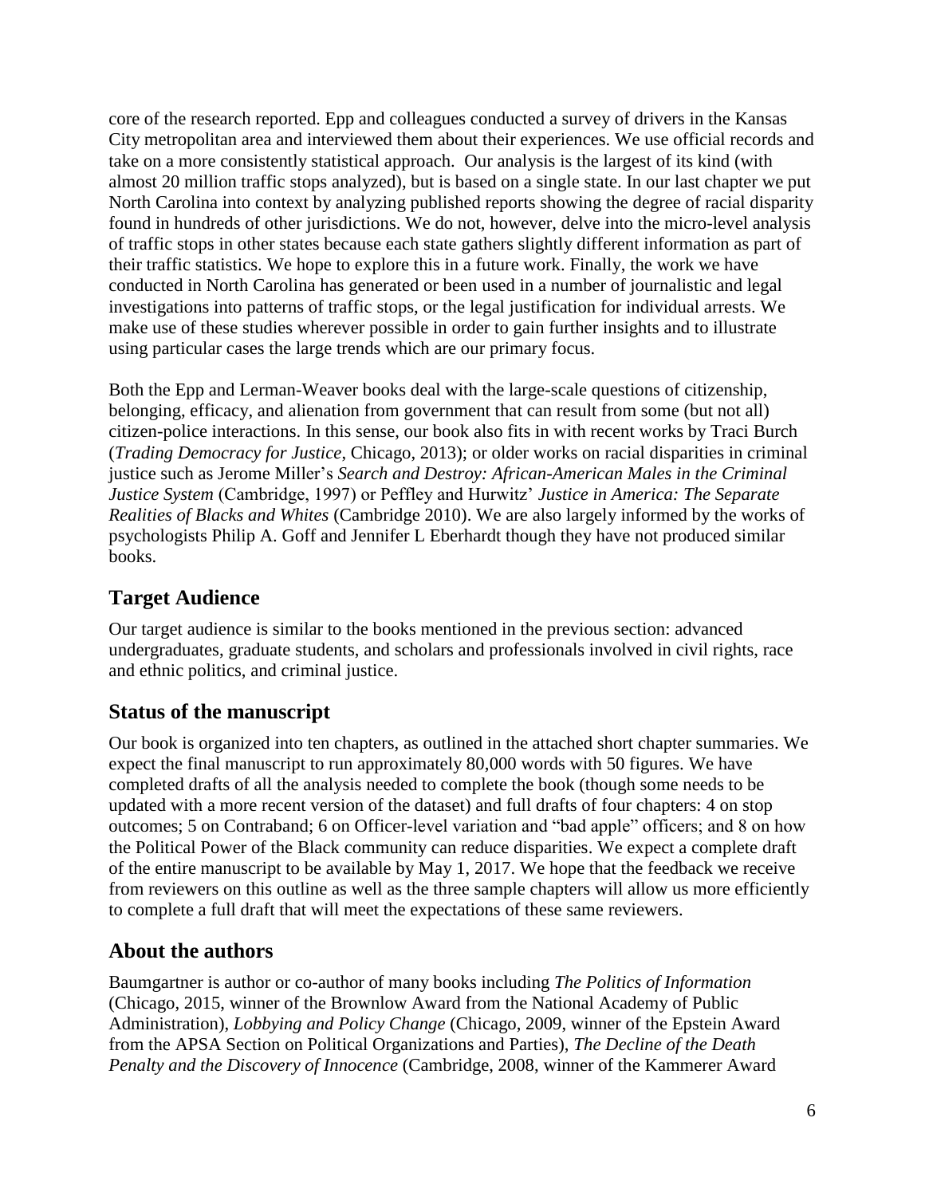core of the research reported. Epp and colleagues conducted a survey of drivers in the Kansas City metropolitan area and interviewed them about their experiences. We use official records and take on a more consistently statistical approach. Our analysis is the largest of its kind (with almost 20 million traffic stops analyzed), but is based on a single state. In our last chapter we put North Carolina into context by analyzing published reports showing the degree of racial disparity found in hundreds of other jurisdictions. We do not, however, delve into the micro-level analysis of traffic stops in other states because each state gathers slightly different information as part of their traffic statistics. We hope to explore this in a future work. Finally, the work we have conducted in North Carolina has generated or been used in a number of journalistic and legal investigations into patterns of traffic stops, or the legal justification for individual arrests. We make use of these studies wherever possible in order to gain further insights and to illustrate using particular cases the large trends which are our primary focus.

Both the Epp and Lerman-Weaver books deal with the large-scale questions of citizenship, belonging, efficacy, and alienation from government that can result from some (but not all) citizen-police interactions. In this sense, our book also fits in with recent works by Traci Burch (*Trading Democracy for Justice*, Chicago, 2013); or older works on racial disparities in criminal justice such as Jerome Miller's *Search and Destroy: African-American Males in the Criminal Justice System* (Cambridge, 1997) or Peffley and Hurwitz' *Justice in America: The Separate Realities of Blacks and Whites* (Cambridge 2010). We are also largely informed by the works of psychologists Philip A. Goff and Jennifer L Eberhardt though they have not produced similar books.

## Target Audience

Our target audience is similar to the books mentioned in the previous section: advanced undergraduates, graduate students, and scholars and professionals involved in civil rights, race and ethnic politics, and criminal justice.

## Status of the manuscript

Our book is organized into ten chapters, as outlined in the attached short chapter summaries. We expect the final manuscript to run approximately 80,000 words with 50 figures. We have completed drafts of all the analysis needed to complete the book (though some needs to be updated with a more recent version of the dataset) and full drafts of four chapters: 4 on stop outcomes; 5 on Contraband; 6 on Officer-level variation and "bad apple" officers; and 8 on how the Political Power of the Black community can reduce disparities. We expect a complete draft of the entire manuscript to be available by May 1, 2017. We hope that the feedback we receive from reviewers on this outline as well as the three sample chapters will allow us more efficiently to complete a full draft that will meet the expectations of these same reviewers.

## About the authors

Baumgartner is author or co-author of many books including *The Politics of Information* (Chicago, 2015, winner of the Brownlow Award from the National Academy of Public Administration), *Lobbying and Policy Change* (Chicago, 2009, winner of the Epstein Award from the APSA Section on Political Organizations and Parties), *The Decline of the Death Penalty and the Discovery of Innocence* (Cambridge, 2008, winner of the Kammerer Award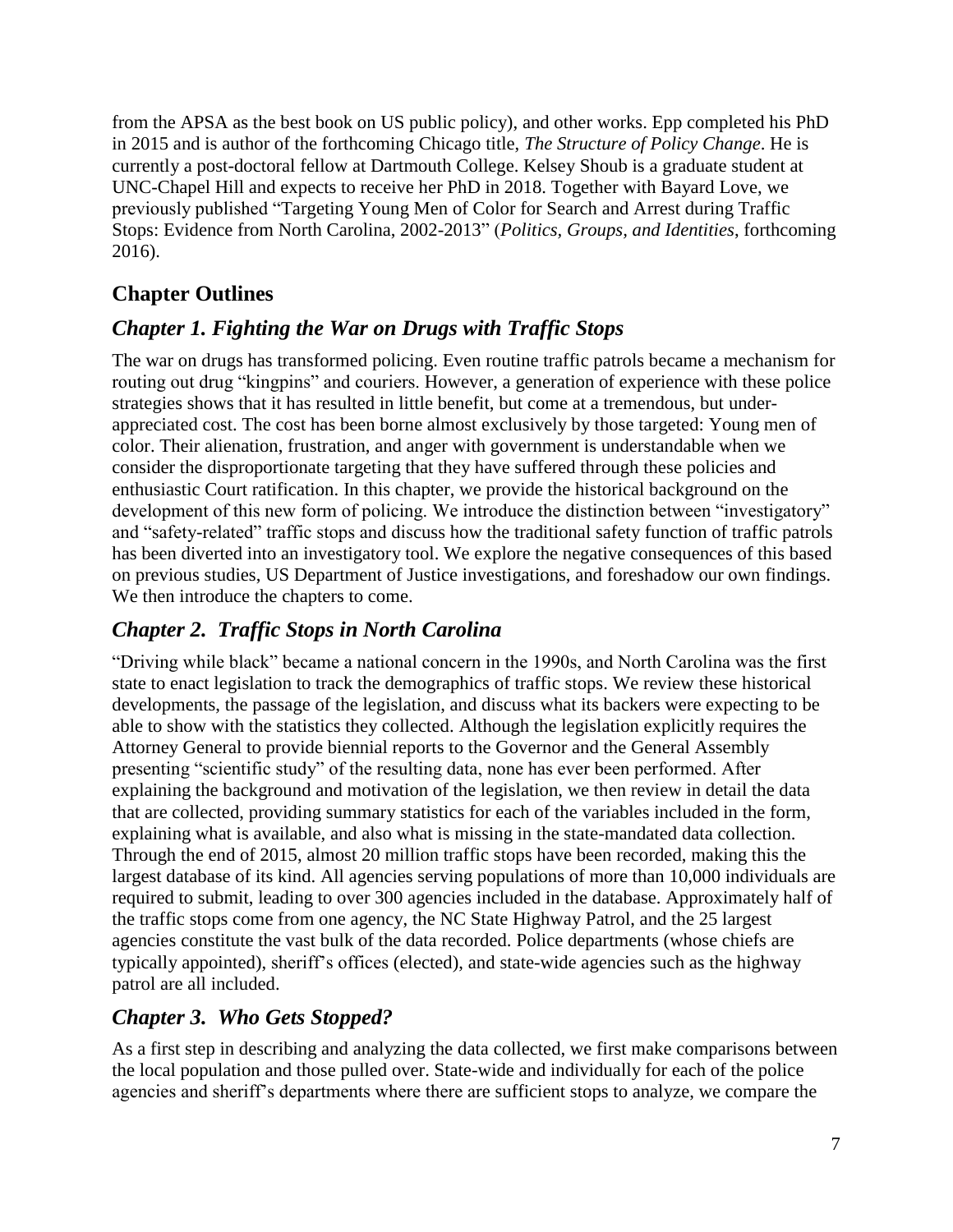from the APSA as the best book on US public policy), and other works. Epp completed his PhD in 2015 and is author of the forthcoming Chicago title, *The Structure of Policy Change*. He is currently a post-doctoral fellow at Dartmouth College. Kelsey Shoub is a graduate student at UNC-Chapel Hill and expects to receive her PhD in 2018. Together with Bayard Love, we previously published "Targeting Young Men of Color for Search and Arrest during Traffic Stops: Evidence from North Carolina, 2002-2013" (*Politics, Groups, and Identities*, forthcoming 2016).

## Chapter Outlines

### *Chapter 1. Fighting the War on Drugs with Traffic Stops*

The war on drugs has transformed policing. Even routine traffic patrols became a mechanism for routing out drug "kingpins" and couriers. However, a generation of experience with these police strategies shows that it has resulted in little benefit, but come at a tremendous, but under-appreciated cost. The cost has been borne almost exclusively by those targeted: Young men of color. Their alienation, frustration, and anger with government is understandable when we consider the disproportionate targeting that they have suffered through these policies and enthusiastic Court ratification. In this chapter, we provide the historical background on the development of this new form of policing. We introduce the distinction between "investigatory" and "safety-related" traffic stops and discuss how the traditional safety function of traffic patrols has been diverted into an investigatory tool. We explore the negative consequences of this based on previous studies, US Department of Justice investigations, and foreshadow our own findings. We then introduce the chapters to come.

### *Chapter 2. Traffic Stops in North Carolina*

"Driving while black" became a national concern in the 1990s, and North Carolina was the first state to enact legislation to track the demographics of traffic stops. We review these historical developments, the passage of the legislation, and discuss what its backers were expecting to be able to show with the statistics they collected. Although the legislation explicitly requires the Attorney General to provide biennial reports to the Governor and the General Assembly presenting "scientific study" of the resulting data, none has ever been performed. After explaining the background and motivation of the legislation, we then review in detail the data that are collected, providing summary statistics for each of the variables included in the form, explaining what is available, and also what is missing in the state-mandated data collection. Through the end of 2015, almost 20 million traffic stops have been recorded, making this the largest database of its kind. All agencies serving populations of more than 10,000 individuals are required to submit, leading to over 300 agencies included in the database. Approximately half of the traffic stops come from one agency, the NC State Highway Patrol, and the 25 largest agencies constitute the vast bulk of the data recorded. Police departments (whose chiefs are typically appointed), sheriff's offices (elected), and state-wide agencies such as the highway patrol are all included.

### *Chapter 3. Who Gets Stopped?*

As a first step in describing and analyzing the data collected, we first make comparisons between the local population and those pulled over. State-wide and individually for each of the police agencies and sheriff's departments where there are sufficient stops to analyze, we compare the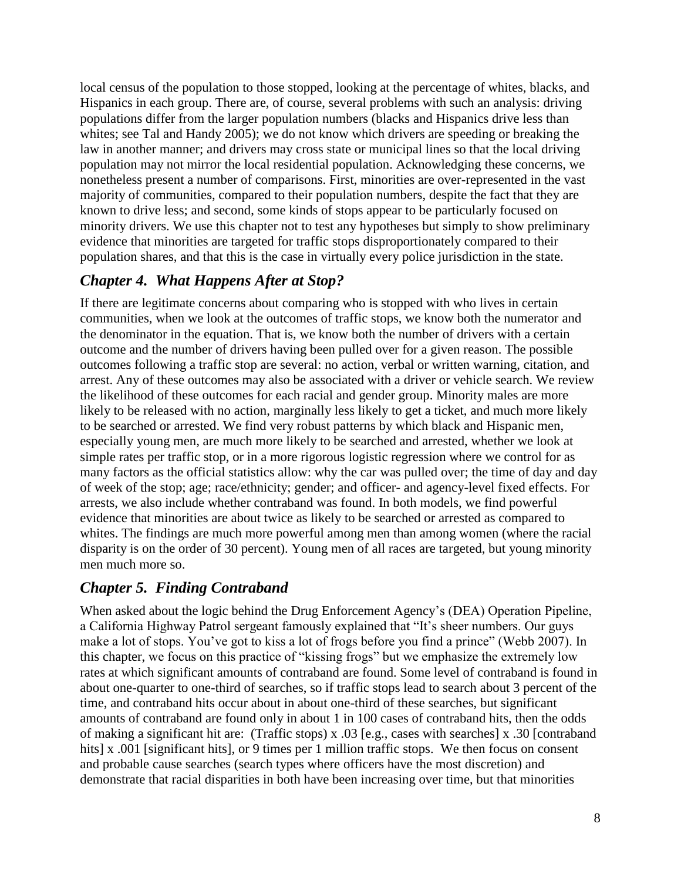local census of the population to those stopped, looking at the percentage of whites, blacks, and Hispanics in each group. There are, of course, several problems with such an analysis: driving populations differ from the larger population numbers (blacks and Hispanics drive less than whites; see Tal and Handy 2005); we do not know which drivers are speeding or breaking the law in another manner; and drivers may cross state or municipal lines so that the local driving population may not mirror the local residential population. Acknowledging these concerns, we nonetheless present a number of comparisons. First, minorities are over-represented in the vast majority of communities, compared to their population numbers, despite the fact that they are known to drive less; and second, some kinds of stops appear to be particularly focused on minority drivers. We use this chapter not to test any hypotheses but simply to show preliminary evidence that minorities are targeted for traffic stops disproportionately compared to their population shares, and that this is the case in virtually every police jurisdiction in the state.

## *Chapter 4. What Happens After at Stop?*

If there are legitimate concerns about comparing who is stopped with who lives in certain communities, when we look at the outcomes of traffic stops, we know both the numerator and the denominator in the equation. That is, we know both the number of drivers with a certain outcome and the number of drivers having been pulled over for a given reason. The possible outcomes following a traffic stop are several: no action, verbal or written warning, citation, and arrest. Any of these outcomes may also be associated with a driver or vehicle search. We review the likelihood of these outcomes for each racial and gender group. Minority males are more likely to be released with no action, marginally less likely to get a ticket, and much more likely to be searched or arrested. We find very robust patterns by which black and Hispanic men, especially young men, are much more likely to be searched and arrested, whether we look at simple rates per traffic stop, or in a more rigorous logistic regression where we control for as many factors as the official statistics allow: why the car was pulled over; the time of day and day of week of the stop; age; race/ethnicity; gender; and officer- and agency-level fixed effects. For arrests, we also include whether contraband was found. In both models, we find powerful evidence that minorities are about twice as likely to be searched or arrested as compared to whites. The findings are much more powerful among men than among women (where the racial disparity is on the order of 30 percent). Young men of all races are targeted, but young minority men much more so.

## *Chapter 5. Finding Contraband*

When asked about the logic behind the Drug Enforcement Agency's (DEA) Operation Pipeline, a California Highway Patrol sergeant famously explained that "It's sheer numbers. Our guys make a lot of stops. You've got to kiss a lot of frogs before you find a prince" (Webb 2007). In this chapter, we focus on this practice of "kissing frogs" but we emphasize the extremely low rates at which significant amounts of contraband are found. Some level of contraband is found in about one-quarter to one-third of searches, so if traffic stops lead to search about 3 percent of the time, and contraband hits occur about in about one-third of these searches, but significant amounts of contraband are found only in about 1 in 100 cases of contraband hits, then the odds of making a significant hit are: (Traffic stops) x .03 [e.g., cases with searches] x .30 [contraband hits] x .001 [significant hits], or 9 times per 1 million traffic stops. We then focus on consent and probable cause searches (search types where officers have the most discretion) and demonstrate that racial disparities in both have been increasing over time, but that minorities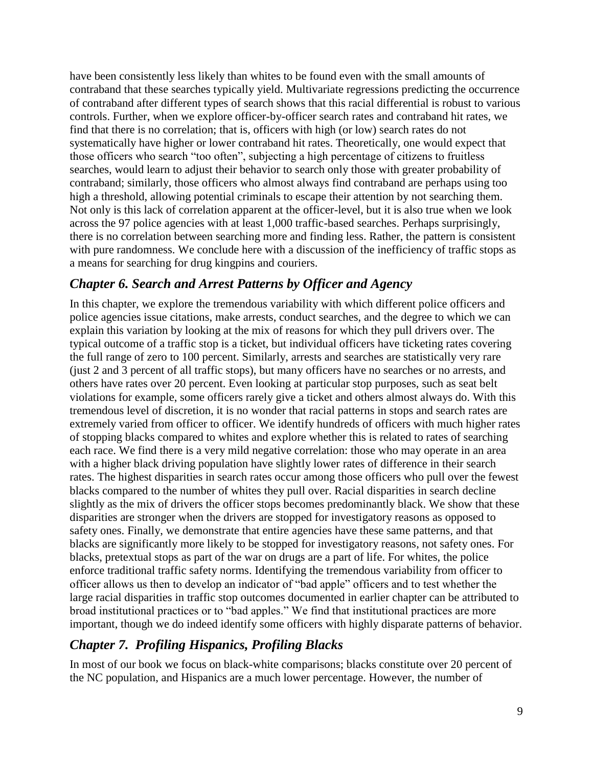have been consistently less likely than whites to be found even with the small amounts of contraband that these searches typically yield. Multivariate regressions predicting the occurrence of contraband after different types of search shows that this racial differential is robust to various controls. Further, when we explore officer-by-officer search rates and contraband hit rates, we find that there is no correlation; that is, officers with high (or low) search rates do not systematically have higher or lower contraband hit rates. Theoretically, one would expect that those officers who search "too often", subjecting a high percentage of citizens to fruitless searches, would learn to adjust their behavior to search only those with greater probability of contraband; similarly, those officers who almost always find contraband are perhaps using too high a threshold, allowing potential criminals to escape their attention by not searching them. Not only is this lack of correlation apparent at the officer-level, but it is also true when we look across the 97 police agencies with at least 1,000 traffic-based searches. Perhaps surprisingly, there is no correlation between searching more and finding less. Rather, the pattern is consistent with pure randomness. We conclude here with a discussion of the inefficiency of traffic stops as a means for searching for drug kingpins and couriers.

## *Chapter 6. Search and Arrest Patterns by Officer and Agency*

In this chapter, we explore the tremendous variability with which different police officers and police agencies issue citations, make arrests, conduct searches, and the degree to which we can explain this variation by looking at the mix of reasons for which they pull drivers over. The typical outcome of a traffic stop is a ticket, but individual officers have ticketing rates covering the full range of zero to 100 percent. Similarly, arrests and searches are statistically very rare (just 2 and 3 percent of all traffic stops), but many officers have no searches or no arrests, and others have rates over 20 percent. Even looking at particular stop purposes, such as seat belt violations for example, some officers rarely give a ticket and others almost always do. With this tremendous level of discretion, it is no wonder that racial patterns in stops and search rates are extremely varied from officer to officer. We identify hundreds of officers with much higher rates of stopping blacks compared to whites and explore whether this is related to rates of searching each race. We find there is a very mild negative correlation: those who may operate in an area with a higher black driving population have slightly lower rates of difference in their search rates. The highest disparities in search rates occur among those officers who pull over the fewest blacks compared to the number of whites they pull over. Racial disparities in search decline slightly as the mix of drivers the officer stops becomes predominantly black. We show that these disparities are stronger when the drivers are stopped for investigatory reasons as opposed to safety ones. Finally, we demonstrate that entire agencies have these same patterns, and that blacks are significantly more likely to be stopped for investigatory reasons, not safety ones. For blacks, pretextual stops as part of the war on drugs are a part of life. For whites, the police enforce traditional traffic safety norms. Identifying the tremendous variability from officer to officer allows us then to develop an indicator of "bad apple" officers and to test whether the large racial disparities in traffic stop outcomes documented in earlier chapter can be attributed to broad institutional practices or to "bad apples." We find that institutional practices are more important, though we do indeed identify some officers with highly disparate patterns of behavior.

## *Chapter 7. Profiling Hispanics, Profiling Blacks*

In most of our book we focus on black-white comparisons; blacks constitute over 20 percent of the NC population, and Hispanics are a much lower percentage. However, the number of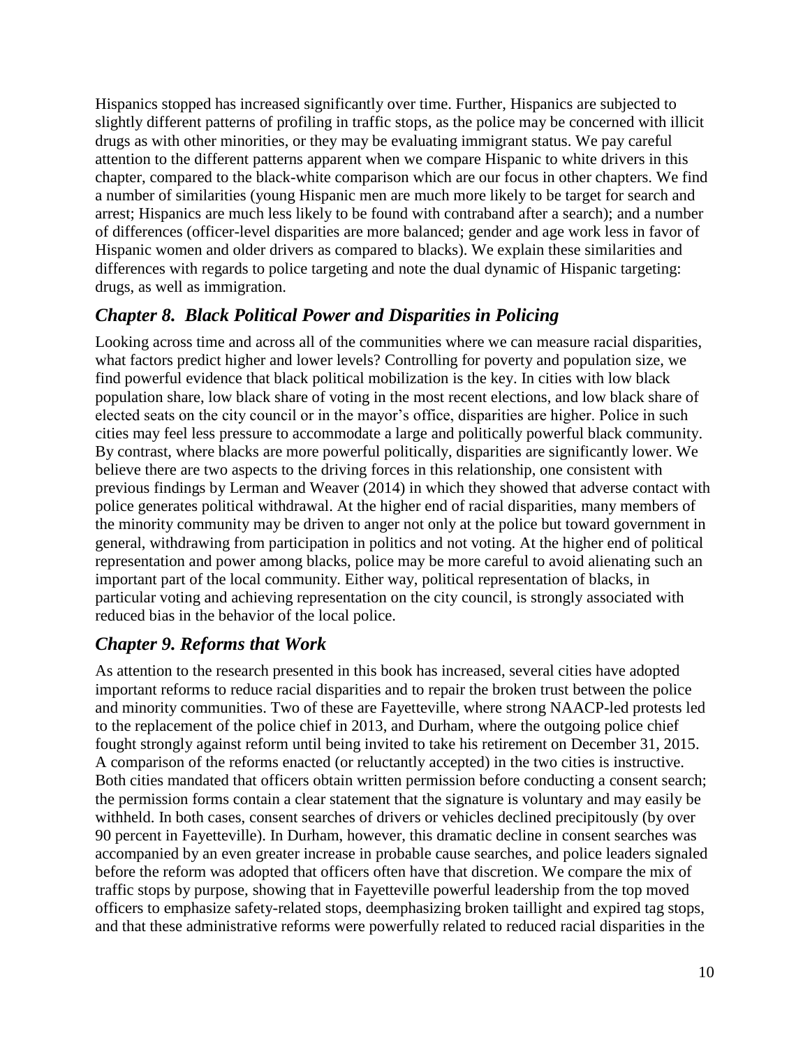Hispanics stopped has increased significantly over time. Further, Hispanics are subjected to slightly different patterns of profiling in traffic stops, as the police may be concerned with illicit drugs as with other minorities, or they may be evaluating immigrant status. We pay careful attention to the different patterns apparent when we compare Hispanic to white drivers in this chapter, compared to the black-white comparison which are our focus in other chapters. We find a number of similarities (young Hispanic men are much more likely to be target for search and arrest; Hispanics are much less likely to be found with contraband after a search); and a number of differences (officer-level disparities are more balanced; gender and age work less in favor of Hispanic women and older drivers as compared to blacks). We explain these similarities and differences with regards to police targeting and note the dual dynamic of Hispanic targeting: drugs, as well as immigration.

## *Chapter 8. Black Political Power and Disparities in Policing*

Looking across time and across all of the communities where we can measure racial disparities, what factors predict higher and lower levels? Controlling for poverty and population size, we find powerful evidence that black political mobilization is the key. In cities with low black population share, low black share of voting in the most recent elections, and low black share of elected seats on the city council or in the mayor's office, disparities are higher. Police in such cities may feel less pressure to accommodate a large and politically powerful black community. By contrast, where blacks are more powerful politically, disparities are significantly lower. We believe there are two aspects to the driving forces in this relationship, one consistent with previous findings by Lerman and Weaver (2014) in which they showed that adverse contact with police generates political withdrawal. At the higher end of racial disparities, many members of the minority community may be driven to anger not only at the police but toward government in general, withdrawing from participation in politics and not voting. At the higher end of political representation and power among blacks, police may be more careful to avoid alienating such an important part of the local community. Either way, political representation of blacks, in particular voting and achieving representation on the city council, is strongly associated with reduced bias in the behavior of the local police.

## *Chapter 9. Reforms that Work*

As attention to the research presented in this book has increased, several cities have adopted important reforms to reduce racial disparities and to repair the broken trust between the police and minority communities. Two of these are Fayetteville, where strong NAACP-led protests led to the replacement of the police chief in 2013, and Durham, where the outgoing police chief fought strongly against reform until being invited to take his retirement on December 31, 2015. A comparison of the reforms enacted (or reluctantly accepted) in the two cities is instructive. Both cities mandated that officers obtain written permission before conducting a consent search; the permission forms contain a clear statement that the signature is voluntary and may easily be withheld. In both cases, consent searches of drivers or vehicles declined precipitously (by over 90 percent in Fayetteville). In Durham, however, this dramatic decline in consent searches was accompanied by an even greater increase in probable cause searches, and police leaders signaled before the reform was adopted that officers often have that discretion. We compare the mix of traffic stops by purpose, showing that in Fayetteville powerful leadership from the top moved officers to emphasize safety-related stops, deemphasizing broken taillight and expired tag stops, and that these administrative reforms were powerfully related to reduced racial disparities in the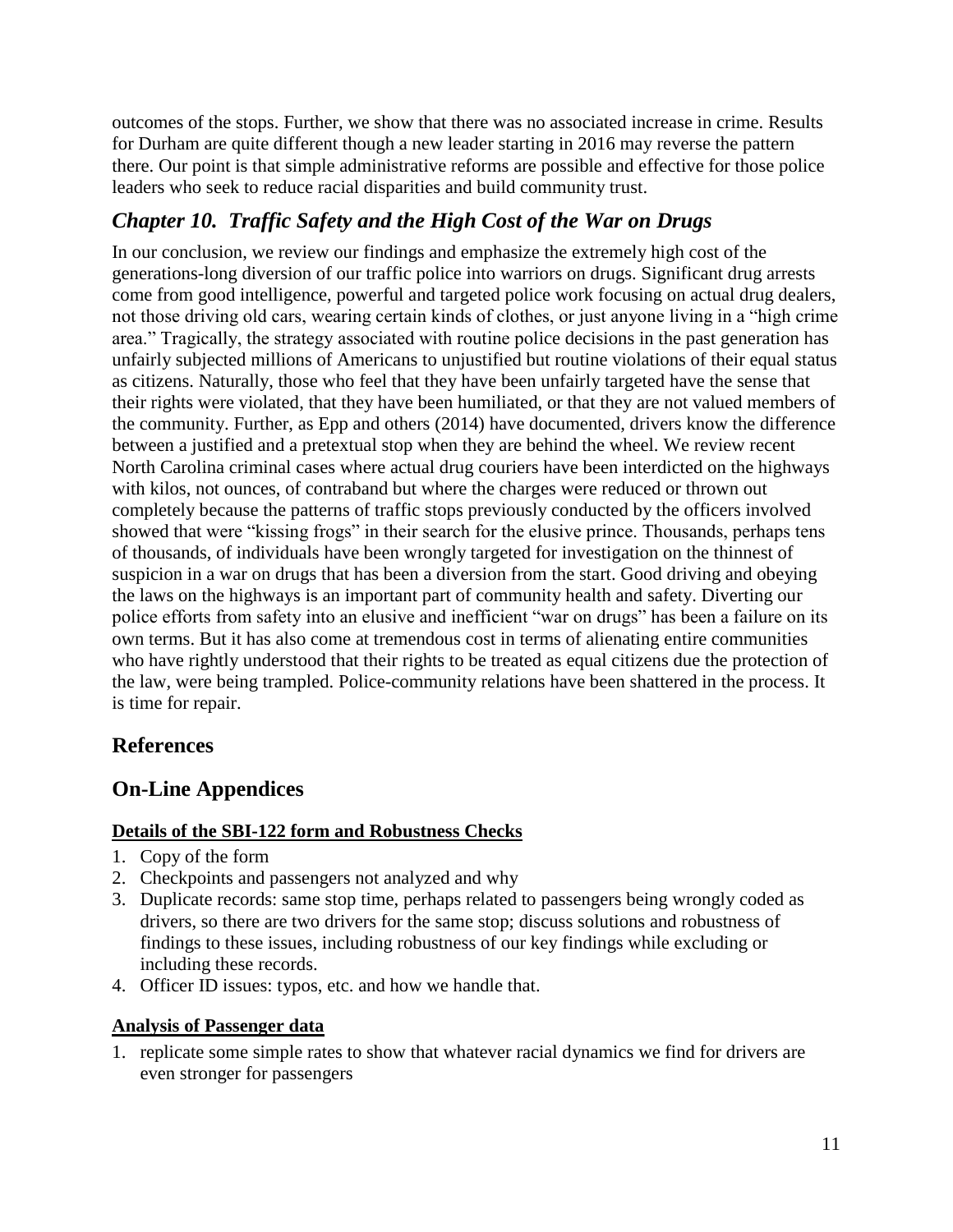outcomes of the stops. Further, we show that there was no associated increase in crime. Results for Durham are quite different though a new leader starting in 2016 may reverse the pattern there. Our point is that simple administrative reforms are possible and effective for those police leaders who seek to reduce racial disparities and build community trust.

## *Chapter 10. Traffic Safety and the High Cost of the War on Drugs*

In our conclusion, we review our findings and emphasize the extremely high cost of the generations-long diversion of our traffic police into warriors on drugs. Significant drug arrests come from good intelligence, powerful and targeted police work focusing on actual drug dealers, not those driving old cars, wearing certain kinds of clothes, or just anyone living in a "high crime area." Tragically, the strategy associated with routine police decisions in the past generation has unfairly subjected millions of Americans to unjustified but routine violations of their equal status as citizens. Naturally, those who feel that they have been unfairly targeted have the sense that their rights were violated, that they have been humiliated, or that they are not valued members of the community. Further, as Epp and others (2014) have documented, drivers know the difference between a justified and a pretextual stop when they are behind the wheel. We review recent North Carolina criminal cases where actual drug couriers have been interdicted on the highways with kilos, not ounces, of contraband but where the charges were reduced or thrown out completely because the patterns of traffic stops previously conducted by the officers involved showed that were "kissing frogs" in their search for the elusive prince. Thousands, perhaps tens of thousands, of individuals have been wrongly targeted for investigation on the thinnest of suspicion in a war on drugs that has been a diversion from the start. Good driving and obeying the laws on the highways is an important part of community health and safety. Diverting our police efforts from safety into an elusive and inefficient "war on drugs" has been a failure on its own terms. But it has also come at tremendous cost in terms of alienating entire communities who have rightly understood that their rights to be treated as equal citizens due the protection of the law, were being trampled. Police-community relations have been shattered in the process. It is time for repair.

# References

# On-Line Appendices

### Details of the SBI-122 form and Robustness Checks

1. Copy of the form
2. Checkpoints and passengers not analyzed and why
3. Duplicate records: same stop time, perhaps related to passengers being wrongly coded as drivers, so there are two drivers for the same stop; discuss solutions and robustness of findings to these issues, including robustness of our key findings while excluding or including these records.
4. Officer ID issues: typos, etc. and how we handle that.

### Analysis of Passenger data

1. replicate some simple rates to show that whatever racial dynamics we find for drivers are even stronger for passengers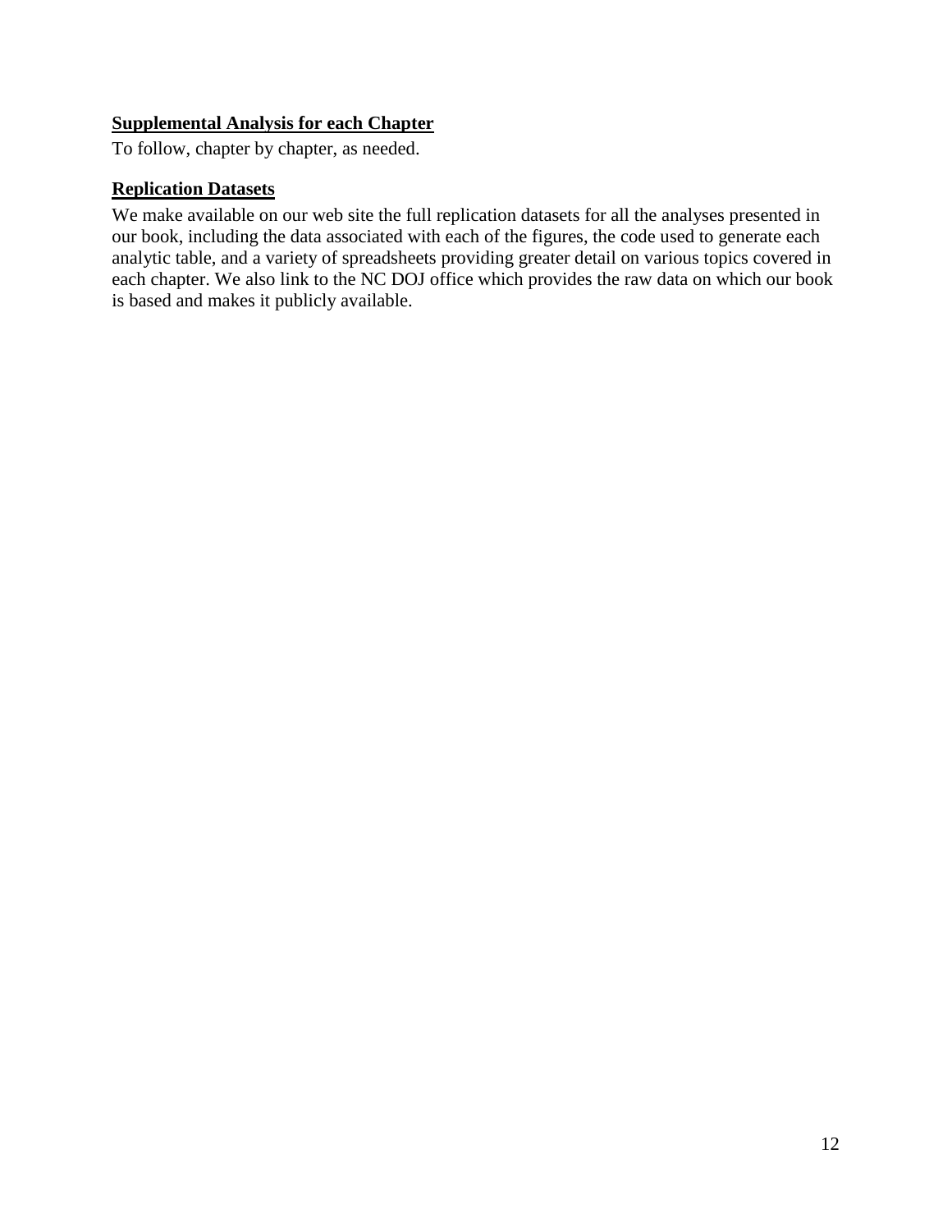## Supplemental Analysis for each Chapter

To follow, chapter by chapter, as needed.

## Replication Datasets

We make available on our web site the full replication datasets for all the analyses presented in our book, including the data associated with each of the figures, the code used to generate each analytic table, and a variety of spreadsheets providing greater detail on various topics covered in each chapter. We also link to the NC DOJ office which provides the raw data on which our book is based and makes it publicly available.